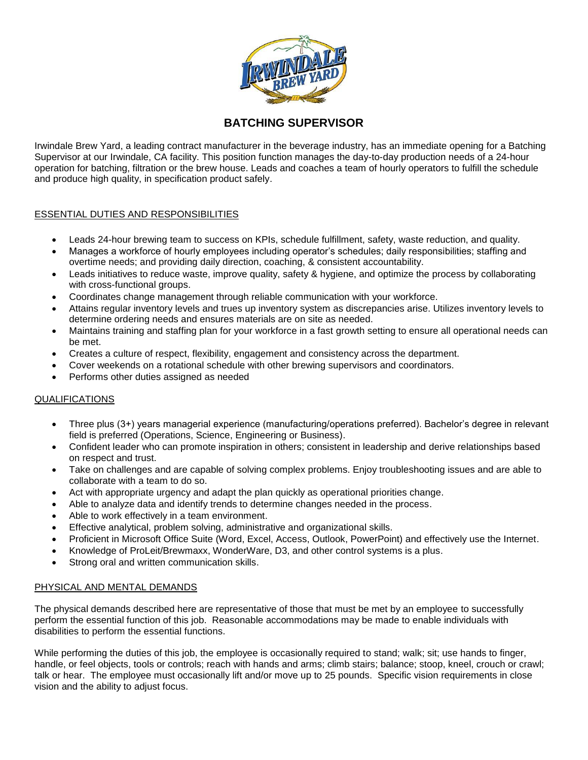# BATCHING SUPERVISOR

Irwindale Brew Yard, a leading contract manufacturer in the beverage industry, has an immediate opening for a Batching Supervisor at our Irwindale, CA facility. This position function manages the day-to-day production needs of a 24-hour operation for batching, filtration or the brew house. Leads and coaches a team of hourly operators to fulfill the schedule and produce high quality, in specification product safely.

## ESSENTIAL DUTIES AND RESPONSIBILITIES

- Leads 24-hour brewing team to success on KPIs, schedule fulfillment, safety, waste reduction, and quality.
- Manages a workforce of hourly employees including operator's schedules; daily responsibilities; staffing and overtime needs; and providing daily direction, coaching, & consistent accountability.
- Leads initiatives to reduce waste, improve quality, safety & hygiene, and optimize the process by collaborating with cross-functional groups.
- Coordinates change management through reliable communication with your workforce.
- Attains regular inventory levels and trues up inventory system as discrepancies arise. Utilizes inventory levels to determine ordering needs and ensures materials are on site as needed.
- Maintains training and staffing plan for your workforce in a fast growth setting to ensure all operational needs can be met.
- Creates a culture of respect, flexibility, engagement and consistency across the department.
- Cover weekends on a rotational schedule with other brewing supervisors and coordinators.
- Performs other duties assigned as needed

## QUALIFICATIONS

- Three plus (3+) years managerial experience (manufacturing/operations preferred). Bachelor's degree in relevant field is preferred (Operations, Science, Engineering or Business).
- Confident leader who can promote inspiration in others; consistent in leadership and derive relationships based on respect and trust.
- Take on challenges and are capable of solving complex problems. Enjoy troubleshooting issues and are able to collaborate with a team to do so.
- Act with appropriate urgency and adapt the plan quickly as operational priorities change.
- Able to analyze data and identify trends to determine changes needed in the process.
- Able to work effectively in a team environment.
- Effective analytical, problem solving, administrative and organizational skills.
- Proficient in Microsoft Office Suite (Word, Excel, Access, Outlook, PowerPoint) and effectively use the Internet.
- Knowledge of ProLeit/Brewmaxx, WonderWare, D3, and other control systems is a plus.
- Strong oral and written communication skills.

## PHYSICAL AND MENTAL DEMANDS

The physical demands described here are representative of those that must be met by an employee to successfully perform the essential function of this job. Reasonable accommodations may be made to enable individuals with disabilities to perform the essential functions.

While performing the duties of this job, the employee is occasionally required to stand; walk; sit; use hands to finger, handle, or feel objects, tools or controls; reach with hands and arms; climb stairs; balance; stoop, kneel, crouch or crawl; talk or hear. The employee must occasionally lift and/or move up to 25 pounds. Specific vision requirements in close vision and the ability to adjust focus.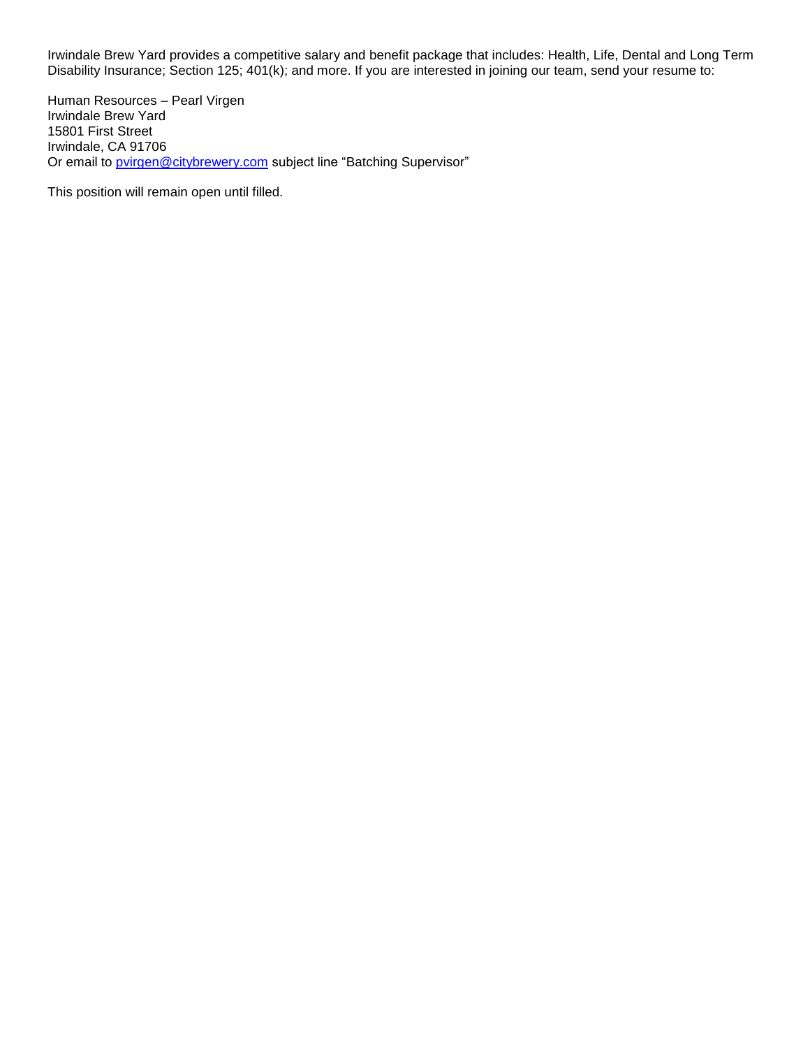Irwindale Brew Yard provides a competitive salary and benefit package that includes: Health, Life, Dental and Long Term Disability Insurance; Section 125; 401(k); and more. If you are interested in joining our team, send your resume to:

Human Resources – Pearl Virgen  
Irwindale Brew Yard  
15801 First Street  
Irwindale, CA 91706  
Or email to pvirgen@citybrewery.com subject line "Batching Supervisor"

This position will remain open until filled.